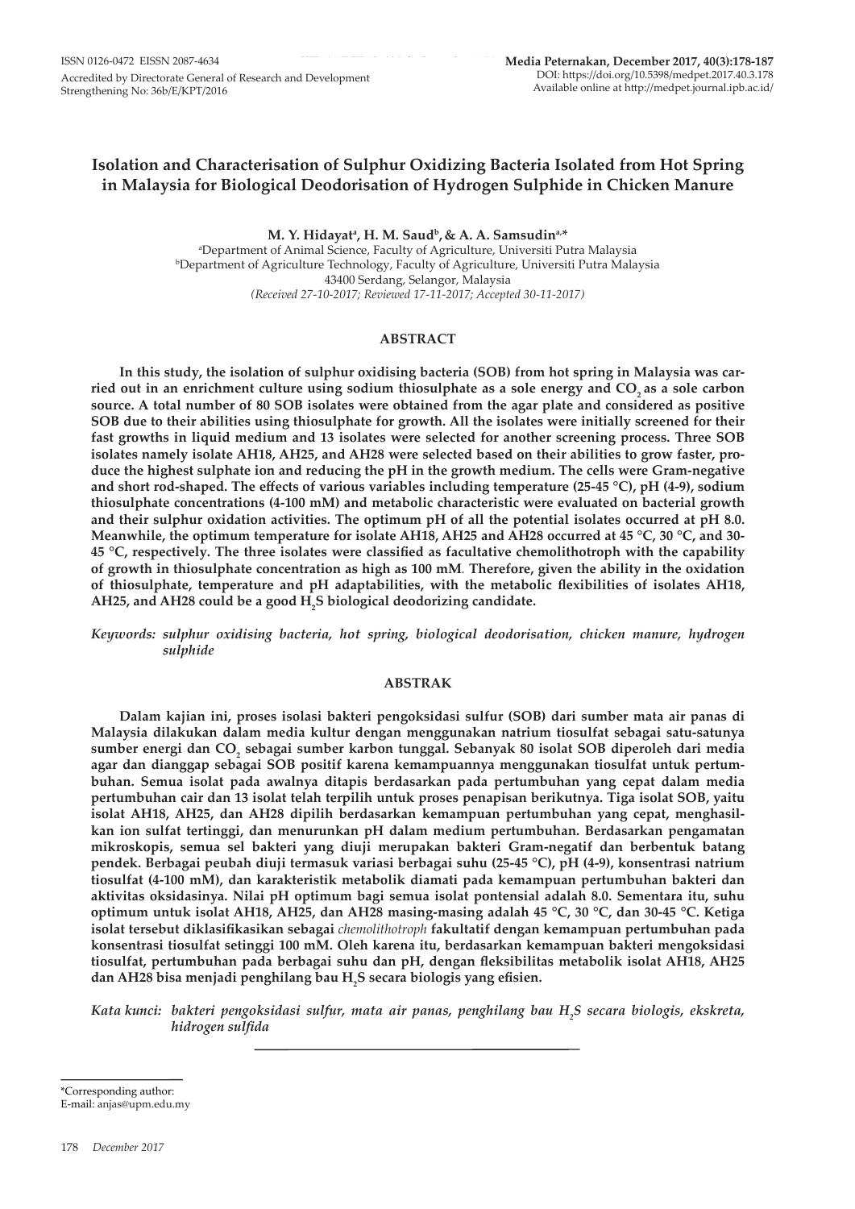ISSN 0126-0472 EISSN 2087-4634

Accredited by Directorate General of Research and Development Strengthening No: 36b/E/KPT/2016

Media Peternakan, December 2017, 40(3):178-187
DOI: https://doi.org/10.5398/medpet.2017.40.3.178
Available online at http://medpet.journal.ipb.ac.id/

# Isolation and Characterisation of Sulphur Oxidizing Bacteria Isolated from Hot Spring in Malaysia for Biological Deodorisation of Hydrogen Sulphide in Chicken Manure

**M. Y. Hidayat[a], H. M. Saud[b], & A. A. Samsudin[a,*]**

[a]Department of Animal Science, Faculty of Agriculture, Universiti Putra Malaysia
[b]Department of Agriculture Technology, Faculty of Agriculture, Universiti Putra Malaysia
43400 Serdang, Selangor, Malaysia
*(Received 27-10-2017; Reviewed 17-11-2017; Accepted 30-11-2017)*

## ABSTRACT

**In this study, the isolation of sulphur oxidising bacteria (SOB) from hot spring in Malaysia was carried out in an enrichment culture using sodium thiosulphate as a sole energy and $CO_2$ as a sole carbon source. A total number of 80 SOB isolates were obtained from the agar plate and considered as positive SOB due to their abilities using thiosulphate for growth. All the isolates were initially screened for their fast growths in liquid medium and 13 isolates were selected for another screening process. Three SOB isolates namely isolate AH18, AH25, and AH28 were selected based on their abilities to grow faster, produce the highest sulphate ion and reducing the pH in the growth medium. The cells were Gram-negative and short rod-shaped. The effects of various variables including temperature (25-45 °C), pH (4-9), sodium thiosulphate concentrations (4-100 mM) and metabolic characteristic were evaluated on bacterial growth and their sulphur oxidation activities. The optimum pH of all the potential isolates occurred at pH 8.0. Meanwhile, the optimum temperature for isolate AH18, AH25 and AH28 occurred at 45 °C, 30 °C, and 30-45 °C, respectively. The three isolates were classified as facultative chemolithotroph with the capability of growth in thiosulphate concentration as high as 100 mM. Therefore, given the ability in the oxidation of thiosulphate, temperature and pH adaptabilities, with the metabolic flexibilities of isolates AH18, AH25, and AH28 could be a good $H_2S$ biological deodorizing candidate.**

*Keywords: sulphur oxidising bacteria, hot spring, biological deodorisation, chicken manure, hydrogen sulphide*

## ABSTRAK

**Dalam kajian ini, proses isolasi bakteri pengoksidasi sulfur (SOB) dari sumber mata air panas di Malaysia dilakukan dalam media kultur dengan menggunakan natrium tiosulfat sebagai satu-satunya sumber energi dan $CO_2$ sebagai sumber karbon tunggal. Sebanyak 80 isolat SOB diperoleh dari media agar dan dianggap sebagai SOB positif karena kemampuannya menggunakan tiosulfat untuk pertumbuhan. Semua isolat pada awalnya ditapis berdasarkan pada pertumbuhan yang cepat dalam media pertumbuhan cair dan 13 isolat telah terpilih untuk proses penapisan berikutnya. Tiga isolat SOB, yaitu isolat AH18, AH25, dan AH28 dipilih berdasarkan kemampuan pertumbuhan yang cepat, menghasilkan ion sulfat tertinggi, dan menurunkan pH dalam medium pertumbuhan. Berdasarkan pengamatan mikroskopis, semua sel bakteri yang diuji merupakan bakteri Gram-negatif dan berbentuk batang pendek. Berbagai peubah diuji termasuk variasi berbagai suhu (25-45 °C), pH (4-9), konsentrasi natrium tiosulfat (4-100 mM), dan karakteristik metabolik diamati pada kemampuan pertumbuhan bakteri dan aktivitas oksidasinya. Nilai pH optimum bagi semua isolat pontensial adalah 8.0. Sementara itu, suhu optimum untuk isolat AH18, AH25, dan AH28 masing-masing adalah 45 °C, 30 °C, dan 30-45 °C. Ketiga isolat tersebut diklasifikasikan sebagai *chemolithotroph* fakultatif dengan kemampuan pertumbuhan pada konsentrasi tiosulfat setinggi 100 mM. Oleh karena itu, berdasarkan kemampuan bakteri mengoksidasi tiosulfat, pertumbuhan pada berbagai suhu dan pH, dengan fleksibilitas metabolik isolat AH18, AH25 dan AH28 bisa menjadi penghilang bau $H_2S$ secara biologis yang efisien.**

*Kata kunci: bakteri pengoksidasi sulfur, mata air panas, penghilang bau $H_2S$ secara biologis, ekskreta, hidrogen sulfida*

---

*Corresponding author:
E-mail: anjas@upm.edu.my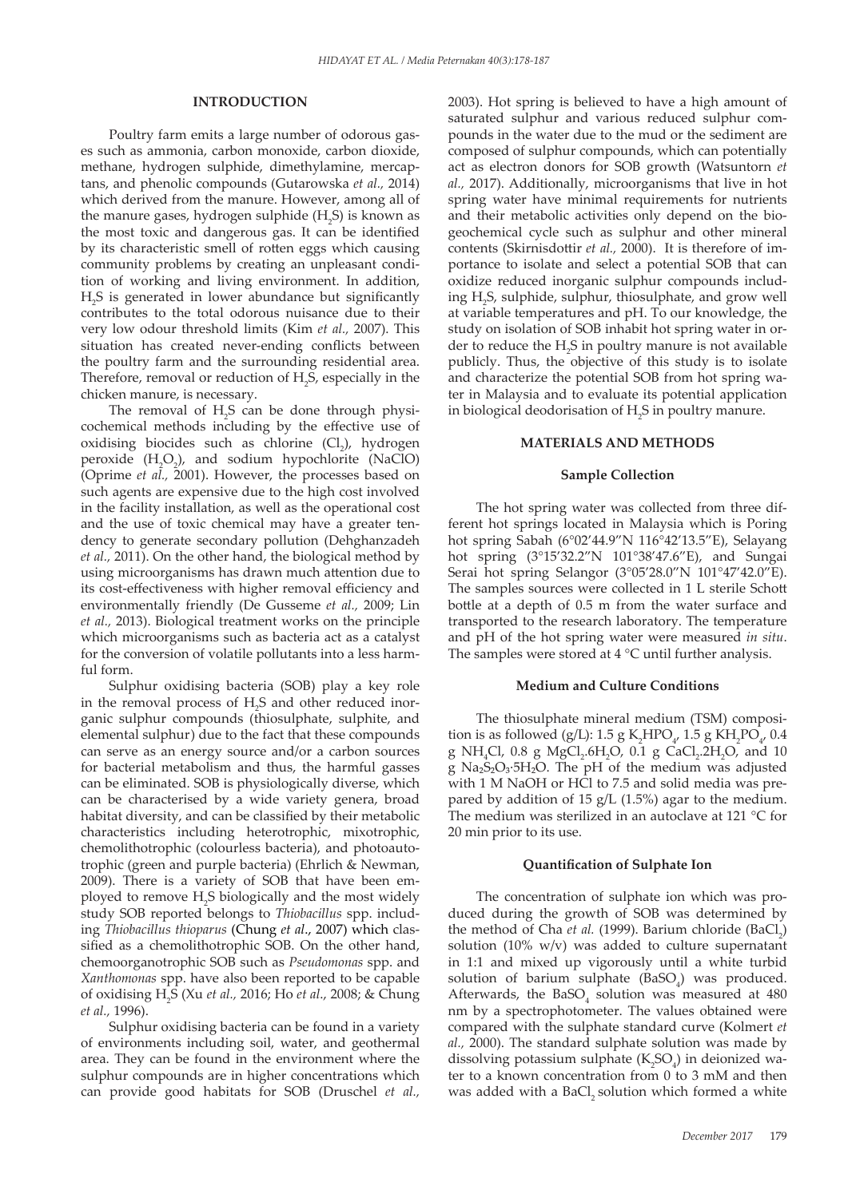## INTRODUCTION

Poultry farm emits a large number of odorous gases such as ammonia, carbon monoxide, carbon dioxide, methane, hydrogen sulphide, dimethylamine, mercaptans, and phenolic compounds (Gutarowska *et al.,* 2014) which derived from the manure. However, among all of the manure gases, hydrogen sulphide ($H_2S$) is known as the most toxic and dangerous gas. It can be identified by its characteristic smell of rotten eggs which causing community problems by creating an unpleasant condition of working and living environment. In addition, $H_2S$ is generated in lower abundance but significantly contributes to the total odorous nuisance due to their very low odour threshold limits (Kim *et al.,* 2007). This situation has created never-ending conflicts between the poultry farm and the surrounding residential area. Therefore, removal or reduction of $H_2S$, especially in the chicken manure, is necessary.

The removal of $H_2S$ can be done through physicochemical methods including by the effective use of oxidising biocides such as chlorine ($Cl_2$), hydrogen peroxide ($H_2O_2$), and sodium hypochlorite (NaClO) (Oprime *et al.,* 2001). However, the processes based on such agents are expensive due to the high cost involved in the facility installation, as well as the operational cost and the use of toxic chemical may have a greater tendency to generate secondary pollution (Dehghanzadeh *et al.,* 2011). On the other hand, the biological method by using microorganisms has drawn much attention due to its cost-effectiveness with higher removal efficiency and environmentally friendly (De Gusseme *et al.,* 2009; Lin *et al.,* 2013). Biological treatment works on the principle which microorganisms such as bacteria act as a catalyst for the conversion of volatile pollutants into a less harmful form.

Sulphur oxidising bacteria (SOB) play a key role in the removal process of $H_2S$ and other reduced inorganic sulphur compounds (thiosulphate, sulphite, and elemental sulphur) due to the fact that these compounds can serve as an energy source and/or a carbon sources for bacterial metabolism and thus, the harmful gasses can be eliminated. SOB is physiologically diverse, which can be characterised by a wide variety genera, broad habitat diversity, and can be classified by their metabolic characteristics including heterotrophic, mixotrophic, chemolithotrophic (colourless bacteria), and photoautotrophic (green and purple bacteria) (Ehrlich & Newman, 2009). There is a variety of SOB that have been employed to remove $H_2S$ biologically and the most widely study SOB reported belongs to *Thiobacillus* spp. including *Thiobacillus thioparus* (Chung *et al.*, 2007) which classified as a chemolithotrophic SOB. On the other hand, chemoorganotrophic SOB such as *Pseudomonas* spp. and *Xanthomonas* spp. have also been reported to be capable of oxidising $H_2S$ (Xu *et al.,* 2016; Ho *et al.,* 2008; & Chung *et al.,* 1996).

Sulphur oxidising bacteria can be found in a variety of environments including soil, water, and geothermal area. They can be found in the environment where the sulphur compounds are in higher concentrations which can provide good habitats for SOB (Druschel *et al.,* 2003). Hot spring is believed to have a high amount of saturated sulphur and various reduced sulphur compounds in the water due to the mud or the sediment are composed of sulphur compounds, which can potentially act as electron donors for SOB growth (Watsuntorn *et al.,* 2017). Additionally, microorganisms that live in hot spring water have minimal requirements for nutrients and their metabolic activities only depend on the biogeochemical cycle such as sulphur and other mineral contents (Skirnisdottir *et al.,* 2000). It is therefore of importance to isolate and select a potential SOB that can oxidize reduced inorganic sulphur compounds including $H_2S$, sulphide, sulphur, thiosulphate, and grow well at variable temperatures and pH. To our knowledge, the study on isolation of SOB inhabit hot spring water in order to reduce the $H_2S$ in poultry manure is not available publicly. Thus, the objective of this study is to isolate and characterize the potential SOB from hot spring water in Malaysia and to evaluate its potential application in biological deodorisation of $H_2S$ in poultry manure.

## MATERIALS AND METHODS

### Sample Collection

The hot spring water was collected from three different hot springs located in Malaysia which is Poring hot spring Sabah (6°02′44.9″N 116°42′13.5″E), Selayang hot spring (3°15′32.2″N 101°38′47.6″E), and Sungai Serai hot spring Selangor (3°05′28.0″N 101°47′42.0″E). The samples sources were collected in 1 L sterile Schott bottle at a depth of 0.5 m from the water surface and transported to the research laboratory. The temperature and pH of the hot spring water were measured *in situ*. The samples were stored at 4 °C until further analysis.

### Medium and Culture Conditions

The thiosulphate mineral medium (TSM) composition is as followed (g/L): 1.5 g $K_2HPO_4$, 1.5 g $KH_2PO_4$, 0.4 g $NH_4Cl$, 0.8 g $MgCl_2.6H_2O$, 0.1 g $CaCl_2.2H_2O$, and 10 g $Na_2S_2O_3{\cdot}5H_2O$. The pH of the medium was adjusted with 1 M NaOH or HCl to 7.5 and solid media was prepared by addition of 15 g/L (1.5%) agar to the medium. The medium was sterilized in an autoclave at 121 °C for 20 min prior to its use.

### Quantification of Sulphate Ion

The concentration of sulphate ion which was produced during the growth of SOB was determined by the method of Cha *et al.* (1999). Barium chloride ($BaCl_2$) solution (10% w/v) was added to culture supernatant in 1:1 and mixed up vigorously until a white turbid solution of barium sulphate ($BaSO_4$) was produced. Afterwards, the $BaSO_4$ solution was measured at 480 nm by a spectrophotometer. The values obtained were compared with the sulphate standard curve (Kolmert *et al.,* 2000). The standard sulphate solution was made by dissolving potassium sulphate ($K_2SO_4$) in deionized water to a known concentration from 0 to 3 mM and then was added with a $BaCl_2$ solution which formed a white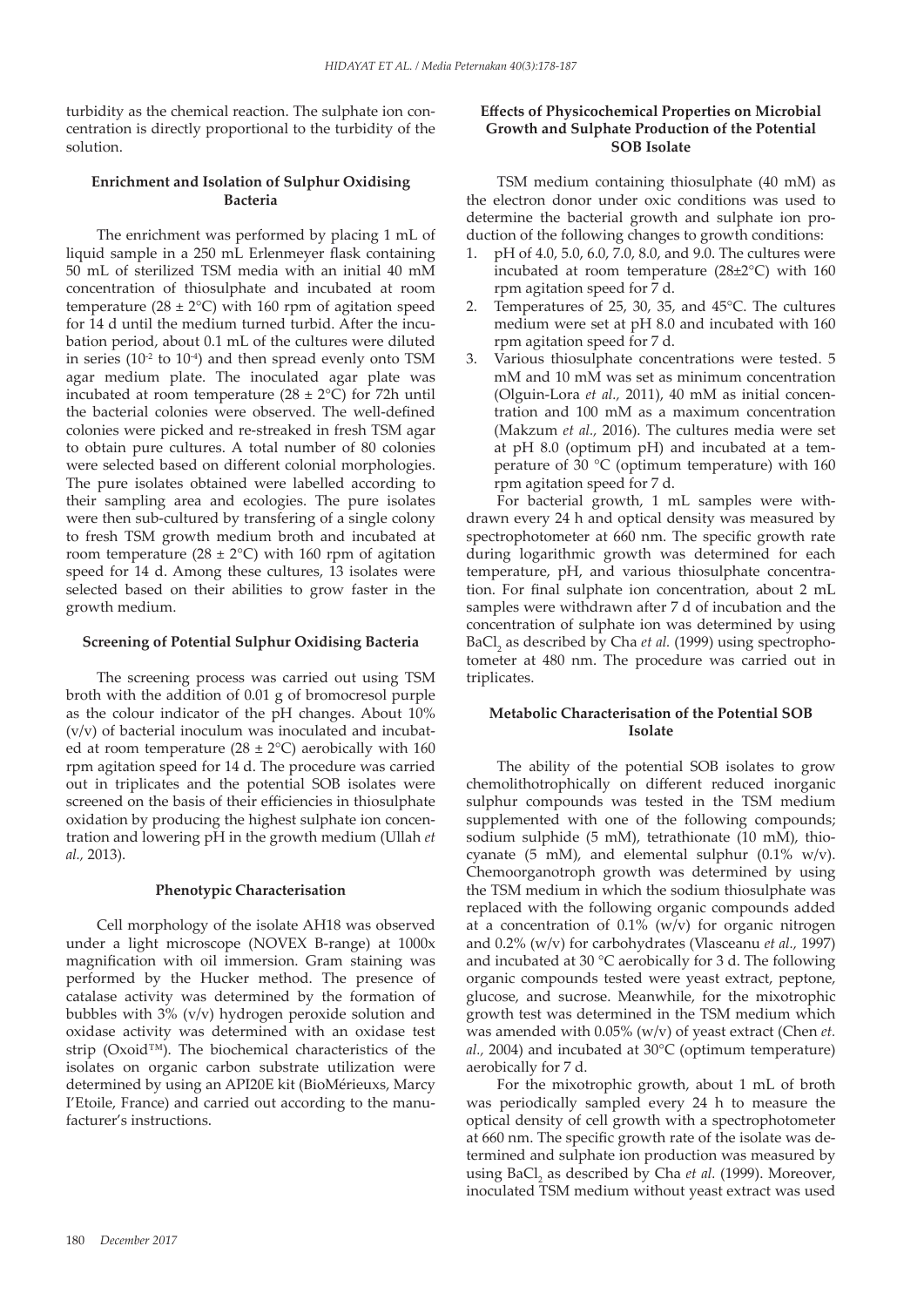turbidity as the chemical reaction. The sulphate ion concentration is directly proportional to the turbidity of the solution.

### Enrichment and Isolation of Sulphur Oxidising Bacteria

The enrichment was performed by placing 1 mL of liquid sample in a 250 mL Erlenmeyer flask containing 50 mL of sterilized TSM media with an initial 40 mM concentration of thiosulphate and incubated at room temperature (28 ± 2°C) with 160 rpm of agitation speed for 14 d until the medium turned turbid. After the incubation period, about 0.1 mL of the cultures were diluted in series ($10^{-2}$ to $10^{-4}$) and then spread evenly onto TSM agar medium plate. The inoculated agar plate was incubated at room temperature (28 ± 2°C) for 72h until the bacterial colonies were observed. The well-defined colonies were picked and re-streaked in fresh TSM agar to obtain pure cultures. A total number of 80 colonies were selected based on different colonial morphologies. The pure isolates obtained were labelled according to their sampling area and ecologies. The pure isolates were then sub-cultured by transfering of a single colony to fresh TSM growth medium broth and incubated at room temperature (28 ± 2°C) with 160 rpm of agitation speed for 14 d. Among these cultures, 13 isolates were selected based on their abilities to grow faster in the growth medium.

### Screening of Potential Sulphur Oxidising Bacteria

The screening process was carried out using TSM broth with the addition of 0.01 g of bromocresol purple as the colour indicator of the pH changes. About 10% (v/v) of bacterial inoculum was inoculated and incubated at room temperature (28 ± 2°C) aerobically with 160 rpm agitation speed for 14 d. The procedure was carried out in triplicates and the potential SOB isolates were screened on the basis of their efficiencies in thiosulphate oxidation by producing the highest sulphate ion concentration and lowering pH in the growth medium (Ullah *et al.,* 2013).

### Phenotypic Characterisation

Cell morphology of the isolate AH18 was observed under a light microscope (NOVEX B-range) at 1000x magnification with oil immersion. Gram staining was performed by the Hucker method. The presence of catalase activity was determined by the formation of bubbles with 3% (v/v) hydrogen peroxide solution and oxidase activity was determined with an oxidase test strip (Oxoid™). The biochemical characteristics of the isolates on organic carbon substrate utilization were determined by using an API20E kit (BioMérieuxs, Marcy I'Etoile, France) and carried out according to the manufacturer's instructions.

### Effects of Physicochemical Properties on Microbial Growth and Sulphate Production of the Potential SOB Isolate

TSM medium containing thiosulphate (40 mM) as the electron donor under oxic conditions was used to determine the bacterial growth and sulphate ion production of the following changes to growth conditions:

1. pH of 4.0, 5.0, 6.0, 7.0, 8.0, and 9.0. The cultures were incubated at room temperature (28±2°C) with 160 rpm agitation speed for 7 d.
2. Temperatures of 25, 30, 35, and 45°C. The cultures medium were set at pH 8.0 and incubated with 160 rpm agitation speed for 7 d.
3. Various thiosulphate concentrations were tested. 5 mM and 10 mM was set as minimum concentration (Olguin-Lora *et al.,* 2011), 40 mM as initial concentration and 100 mM as a maximum concentration (Makzum *et al.,* 2016). The cultures media were set at pH 8.0 (optimum pH) and incubated at a temperature of 30 °C (optimum temperature) with 160 rpm agitation speed for 7 d.

For bacterial growth, 1 mL samples were withdrawn every 24 h and optical density was measured by spectrophotometer at 660 nm. The specific growth rate during logarithmic growth was determined for each temperature, pH, and various thiosulphate concentration. For final sulphate ion concentration, about 2 mL samples were withdrawn after 7 d of incubation and the concentration of sulphate ion was determined by using $BaCl_2$ as described by Cha *et al.* (1999) using spectrophotometer at 480 nm. The procedure was carried out in triplicates.

### Metabolic Characterisation of the Potential SOB Isolate

The ability of the potential SOB isolates to grow chemolithotrophically on different reduced inorganic sulphur compounds was tested in the TSM medium supplemented with one of the following compounds; sodium sulphide (5 mM), tetrathionate (10 mM), thiocyanate (5 mM), and elemental sulphur (0.1% w/v). Chemoorganotroph growth was determined by using the TSM medium in which the sodium thiosulphate was replaced with the following organic compounds added at a concentration of 0.1% (w/v) for organic nitrogen and 0.2% (w/v) for carbohydrates (Vlasceanu *et al.,* 1997) and incubated at 30 °C aerobically for 3 d. The following organic compounds tested were yeast extract, peptone, glucose, and sucrose. Meanwhile, for the mixotrophic growth test was determined in the TSM medium which was amended with 0.05% (w/v) of yeast extract (Chen *et. al.,* 2004) and incubated at 30°C (optimum temperature) aerobically for 7 d.

For the mixotrophic growth, about 1 mL of broth was periodically sampled every 24 h to measure the optical density of cell growth with a spectrophotometer at 660 nm. The specific growth rate of the isolate was determined and sulphate ion production was measured by using $BaCl_2$ as described by Cha *et al.* (1999). Moreover, inoculated TSM medium without yeast extract was used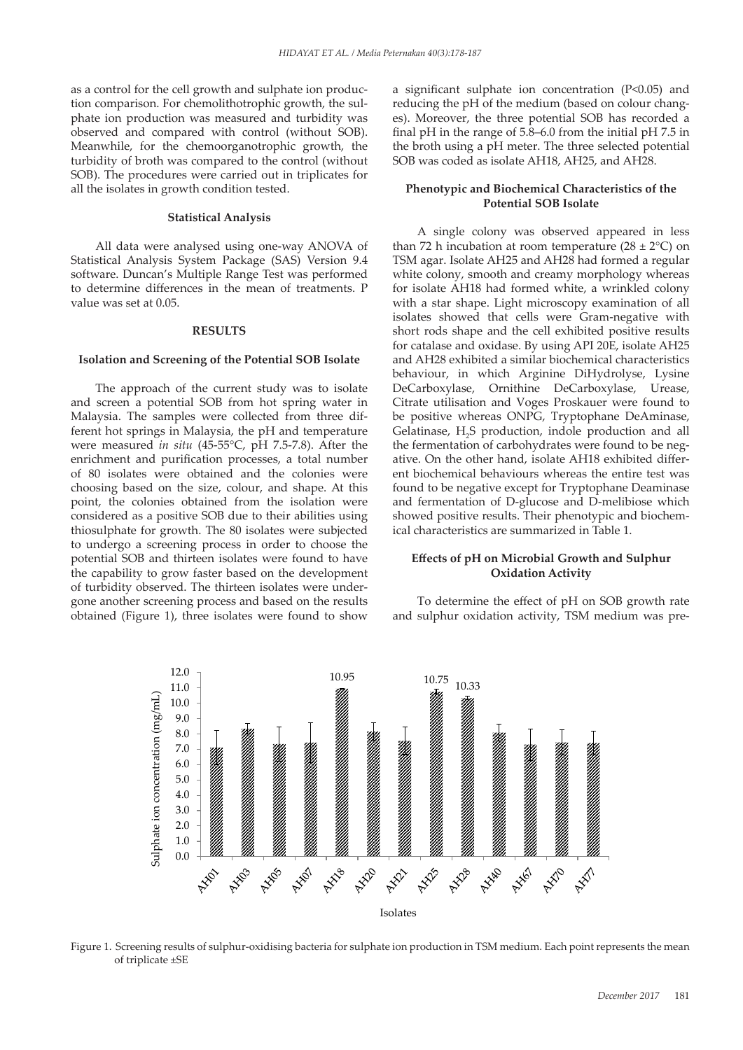as a control for the cell growth and sulphate ion production comparison. For chemolithotrophic growth, the sulphate ion production was measured and turbidity was observed and compared with control (without SOB). Meanwhile, for the chemoorganotrophic growth, the turbidity of broth was compared to the control (without SOB). The procedures were carried out in triplicates for all the isolates in growth condition tested.

### Statistical Analysis

All data were analysed using one-way ANOVA of Statistical Analysis System Package (SAS) Version 9.4 software. Duncan's Multiple Range Test was performed to determine differences in the mean of treatments. P value was set at 0.05.

## RESULTS

### Isolation and Screening of the Potential SOB Isolate

The approach of the current study was to isolate and screen a potential SOB from hot spring water in Malaysia. The samples were collected from three different hot springs in Malaysia, the pH and temperature were measured *in situ* (45-55°C, pH 7.5-7.8). After the enrichment and purification processes, a total number of 80 isolates were obtained and the colonies were choosing based on the size, colour, and shape. At this point, the colonies obtained from the isolation were considered as a positive SOB due to their abilities using thiosulphate for growth. The 80 isolates were subjected to undergo a screening process in order to choose the potential SOB and thirteen isolates were found to have the capability to grow faster based on the development of turbidity observed. The thirteen isolates were undergone another screening process and based on the results obtained (Figure 1), three isolates were found to show a significant sulphate ion concentration (P<0.05) and reducing the pH of the medium (based on colour changes). Moreover, the three potential SOB has recorded a final pH in the range of 5.8–6.0 from the initial pH 7.5 in the broth using a pH meter. The three selected potential SOB was coded as isolate AH18, AH25, and AH28.

### Phenotypic and Biochemical Characteristics of the Potential SOB Isolate

A single colony was observed appeared in less than 72 h incubation at room temperature (28 ± 2°C) on TSM agar. Isolate AH25 and AH28 had formed a regular white colony, smooth and creamy morphology whereas for isolate AH18 had formed white, a wrinkled colony with a star shape. Light microscopy examination of all isolates showed that cells were Gram-negative with short rods shape and the cell exhibited positive results for catalase and oxidase. By using API 20E, isolate AH25 and AH28 exhibited a similar biochemical characteristics behaviour, in which Arginine DiHydrolyse, Lysine DeCarboxylase, Ornithine DeCarboxylase, Urease, Citrate utilisation and Voges Proskauer were found to be positive whereas ONPG, Tryptophane DeAminase, Gelatinase, $H_2S$ production, indole production and all the fermentation of carbohydrates were found to be negative. On the other hand, isolate AH18 exhibited different biochemical behaviours whereas the entire test was found to be negative except for Tryptophane Deaminase and fermentation of D-glucose and D-melibiose which showed positive results. Their phenotypic and biochemical characteristics are summarized in Table 1.

### Effects of pH on Microbial Growth and Sulphur Oxidation Activity

To determine the effect of pH on SOB growth rate and sulphur oxidation activity, TSM medium was pre-

Figure 1. Screening results of sulphur-oxidising bacteria for sulphate ion production in TSM medium. Each point represents the mean of triplicate ±SE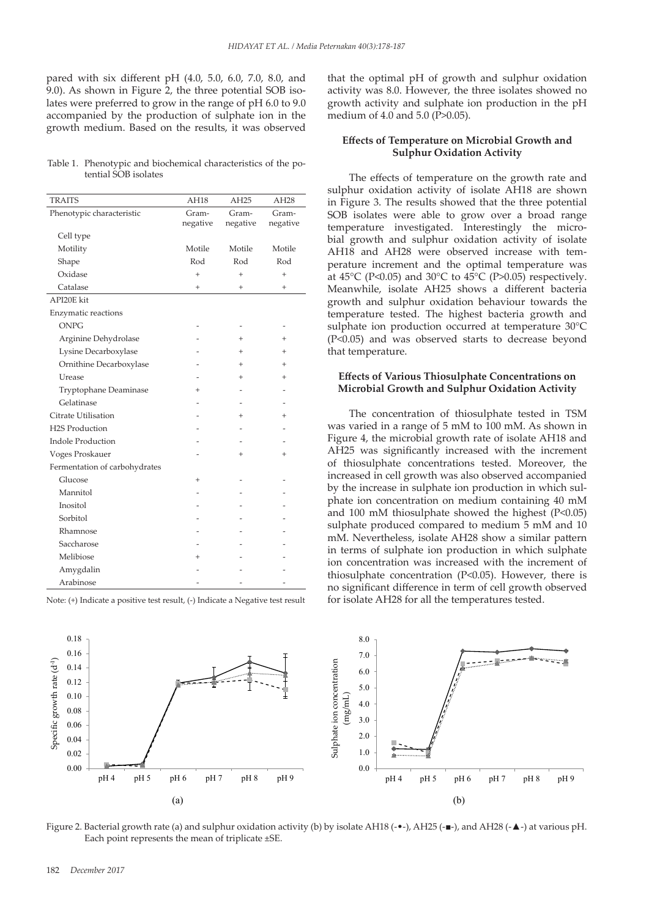pared with six different pH (4.0, 5.0, 6.0, 7.0, 8.0, and 9.0). As shown in Figure 2, the three potential SOB isolates were preferred to grow in the range of pH 6.0 to 9.0 accompanied by the production of sulphate ion in the growth medium. Based on the results, it was observed that the optimal pH of growth and sulphur oxidation activity was 8.0. However, the three isolates showed no growth activity and sulphate ion production in the pH medium of 4.0 and 5.0 ($P>0.05$).

Table 1. Phenotypic and biochemical characteristics of the potential SOB isolates

| TRAITS | AH18 | AH25 | AH28 |
|---|---|---|---|
| Phenotypic characteristic | Gram-negative | Gram-negative | Gram-negative |
| Cell type | | | |
| Motility | Motile | Motile | Motile |
| Shape | Rod | Rod | Rod |
| Oxidase | + | + | + |
| Catalase | + | + | + |
| API20E kit | | | |
| Enzymatic reactions | | | |
| ONPG | - | - | - |
| Arginine Dehydrolase | - | + | + |
| Lysine Decarboxylase | - | + | + |
| Ornithine Decarboxylase | - | + | + |
| Urease | - | + | + |
| Tryptophane Deaminase | + | - | - |
| Gelatinase | - | - | - |
| Citrate Utilisation | - | + | + |
| H2S Production | - | - | - |
| Indole Production | - | - | - |
| Voges Proskauer | - | + | + |
| Fermentation of carbohydrates | | | |
| Glucose | + | - | - |
| Mannitol | - | - | - |
| Inositol | - | - | - |
| Sorbitol | - | - | - |
| Rhamnose | - | - | - |
| Saccharose | - | - | - |
| Melibiose | + | - | - |
| Amygdalin | - | - | - |
| Arabinose | - | - | - |

Note: (+) Indicate a positive test result, (-) Indicate a Negative test result

### Effects of Temperature on Microbial Growth and Sulphur Oxidation Activity

The effects of temperature on the growth rate and sulphur oxidation activity of isolate AH18 are shown in Figure 3. The results showed that the three potential SOB isolates were able to grow over a broad range temperature investigated. Interestingly the microbial growth and sulphur oxidation activity of isolate AH18 and AH28 were observed increase with temperature increment and the optimal temperature was at 45°C ($P<0.05$) and 30°C to 45°C ($P>0.05$) respectively. Meanwhile, isolate AH25 shows a different bacteria growth and sulphur oxidation behaviour towards the temperature tested. The highest bacteria growth and sulphate ion production occurred at temperature 30°C ($P<0.05$) and was observed starts to decrease beyond that temperature.

### Effects of Various Thiosulphate Concentrations on Microbial Growth and Sulphur Oxidation Activity

The concentration of thiosulphate tested in TSM was varied in a range of 5 mM to 100 mM. As shown in Figure 4, the microbial growth rate of isolate AH18 and AH25 was significantly increased with the increment of thiosulphate concentrations tested. Moreover, the increased in cell growth was also observed accompanied by the increase in sulphate ion production in which sulphate ion concentration on medium containing 40 mM and 100 mM thiosulphate showed the highest ($P<0.05$) sulphate produced compared to medium 5 mM and 10 mM. Nevertheless, isolate AH28 show a similar pattern in terms of sulphate ion production in which sulphate ion concentration was increased with the increment of thiosulphate concentration ($P<0.05$). However, there is no significant difference in term of cell growth observed for isolate AH28 for all the temperatures tested.

Figure 2. Bacterial growth rate (a) and sulphur oxidation activity (b) by isolate AH18 (-•-), AH25 (-■-), and AH28 (-▲-) at various pH. Each point represents the mean of triplicate ±SE.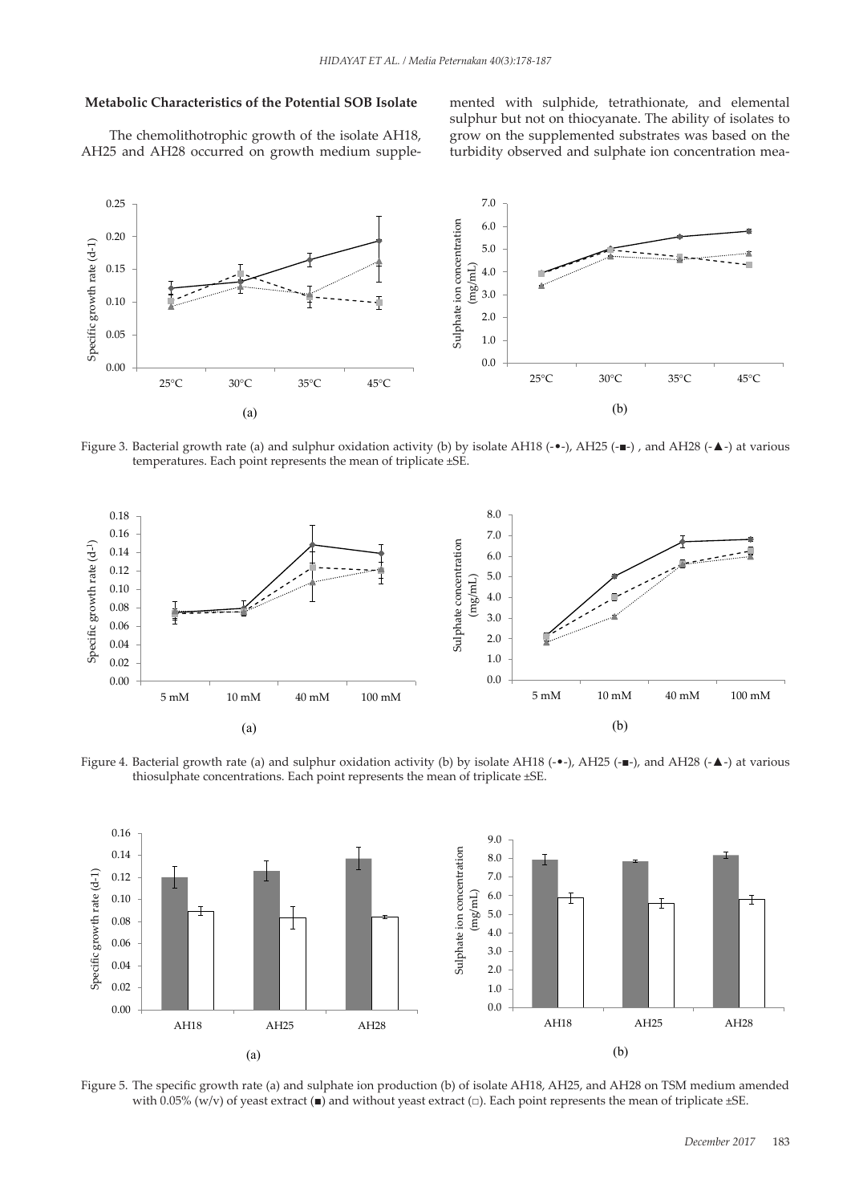### Metabolic Characteristics of the Potential SOB Isolate

The chemolithotrophic growth of the isolate AH18, AH25 and AH28 occurred on growth medium supplemented with sulphide, tetrathionate, and elemental sulphur but not on thiocyanate. The ability of isolates to grow on the supplemented substrates was based on the turbidity observed and sulphate ion concentration mea-

Figure 3. Bacterial growth rate (a) and sulphur oxidation activity (b) by isolate AH18 (-•-), AH25 (-■-) , and AH28 (-▲-) at various temperatures. Each point represents the mean of triplicate ±SE.

Figure 4. Bacterial growth rate (a) and sulphur oxidation activity (b) by isolate AH18 (-•-), AH25 (-■-), and AH28 (-▲-) at various thiosulphate concentrations. Each point represents the mean of triplicate ±SE.

Figure 5. The specific growth rate (a) and sulphate ion production (b) of isolate AH18, AH25, and AH28 on TSM medium amended with 0.05% (w/v) of yeast extract (■) and without yeast extract (□). Each point represents the mean of triplicate ±SE.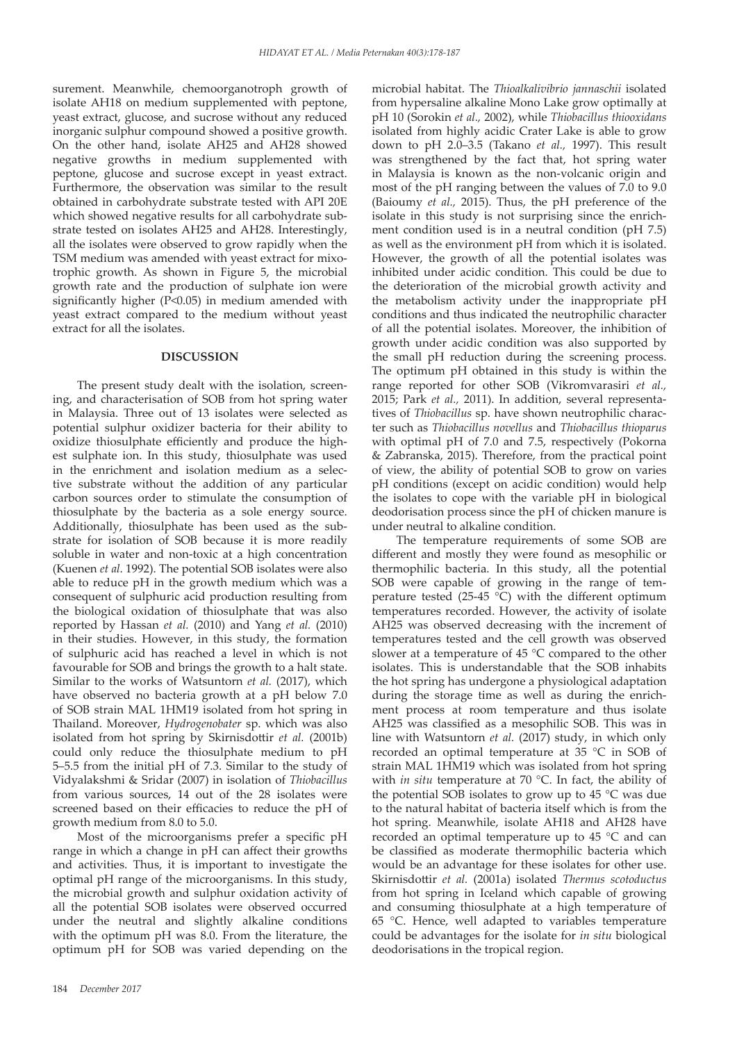surement. Meanwhile, chemoorganotroph growth of isolate AH18 on medium supplemented with peptone, yeast extract, glucose, and sucrose without any reduced inorganic sulphur compound showed a positive growth. On the other hand, isolate AH25 and AH28 showed negative growths in medium supplemented with peptone, glucose and sucrose except in yeast extract. Furthermore, the observation was similar to the result obtained in carbohydrate substrate tested with API 20E which showed negative results for all carbohydrate substrate tested on isolates AH25 and AH28. Interestingly, all the isolates were observed to grow rapidly when the TSM medium was amended with yeast extract for mixotrophic growth. As shown in Figure 5, the microbial growth rate and the production of sulphate ion were significantly higher ($P<0.05$) in medium amended with yeast extract compared to the medium without yeast extract for all the isolates.

## DISCUSSION

The present study dealt with the isolation, screening, and characterisation of SOB from hot spring water in Malaysia. Three out of 13 isolates were selected as potential sulphur oxidizer bacteria for their ability to oxidize thiosulphate efficiently and produce the highest sulphate ion. In this study, thiosulphate was used in the enrichment and isolation medium as a selective substrate without the addition of any particular carbon sources order to stimulate the consumption of thiosulphate by the bacteria as a sole energy source. Additionally, thiosulphate has been used as the substrate for isolation of SOB because it is more readily soluble in water and non-toxic at a high concentration (Kuenen *et al.* 1992). The potential SOB isolates were also able to reduce pH in the growth medium which was a consequent of sulphuric acid production resulting from the biological oxidation of thiosulphate that was also reported by Hassan *et al.* (2010) and Yang *et al.* (2010) in their studies. However, in this study, the formation of sulphuric acid has reached a level in which is not favourable for SOB and brings the growth to a halt state. Similar to the works of Watsuntorn *et al.* (2017), which have observed no bacteria growth at a pH below 7.0 of SOB strain MAL 1HM19 isolated from hot spring in Thailand. Moreover, *Hydrogenobater* sp. which was also isolated from hot spring by Skirnisdottir *et al.* (2001b) could only reduce the thiosulphate medium to pH 5–5.5 from the initial pH of 7.3. Similar to the study of Vidyalakshmi & Sridar (2007) in isolation of *Thiobacillus* from various sources, 14 out of the 28 isolates were screened based on their efficacies to reduce the pH of growth medium from 8.0 to 5.0.

Most of the microorganisms prefer a specific pH range in which a change in pH can affect their growths and activities. Thus, it is important to investigate the optimal pH range of the microorganisms. In this study, the microbial growth and sulphur oxidation activity of all the potential SOB isolates were observed occurred under the neutral and slightly alkaline conditions with the optimum pH was 8.0. From the literature, the optimum pH for SOB was varied depending on the microbial habitat. The *Thioalkalivibrio jannaschii* isolated from hypersaline alkaline Mono Lake grow optimally at pH 10 (Sorokin *et al.*, 2002), while *Thiobacillus thiooxidans* isolated from highly acidic Crater Lake is able to grow down to pH 2.0–3.5 (Takano *et al.,* 1997). This result was strengthened by the fact that, hot spring water in Malaysia is known as the non-volcanic origin and most of the pH ranging between the values of 7.0 to 9.0 (Baioumy *et al.,* 2015). Thus, the pH preference of the isolate in this study is not surprising since the enrichment condition used is in a neutral condition (pH 7.5) as well as the environment pH from which it is isolated. However, the growth of all the potential isolates was inhibited under acidic condition. This could be due to the deterioration of the microbial growth activity and the metabolism activity under the inappropriate pH conditions and thus indicated the neutrophilic character of all the potential isolates. Moreover, the inhibition of growth under acidic condition was also supported by the small pH reduction during the screening process. The optimum pH obtained in this study is within the range reported for other SOB (Vikromvarasiri *et al.,* 2015; Park *et al.,* 2011). In addition, several representatives of *Thiobacillus* sp. have shown neutrophilic character such as *Thiobacillus novellus* and *Thiobacillus thioparus* with optimal pH of 7.0 and 7.5, respectively (Pokorna & Zabranska, 2015). Therefore, from the practical point of view, the ability of potential SOB to grow on varies pH conditions (except on acidic condition) would help the isolates to cope with the variable pH in biological deodorisation process since the pH of chicken manure is under neutral to alkaline condition.

The temperature requirements of some SOB are different and mostly they were found as mesophilic or thermophilic bacteria. In this study, all the potential SOB were capable of growing in the range of temperature tested (25-45 °C) with the different optimum temperatures recorded. However, the activity of isolate AH25 was observed decreasing with the increment of temperatures tested and the cell growth was observed slower at a temperature of 45 °C compared to the other isolates. This is understandable that the SOB inhabits the hot spring has undergone a physiological adaptation during the storage time as well as during the enrichment process at room temperature and thus isolate AH25 was classified as a mesophilic SOB. This was in line with Watsuntorn *et al.* (2017) study, in which only recorded an optimal temperature at 35 °C in SOB of strain MAL 1HM19 which was isolated from hot spring with *in situ* temperature at 70 °C. In fact, the ability of the potential SOB isolates to grow up to 45 °C was due to the natural habitat of bacteria itself which is from the hot spring. Meanwhile, isolate AH18 and AH28 have recorded an optimal temperature up to 45 °C and can be classified as moderate thermophilic bacteria which would be an advantage for these isolates for other use. Skirnisdottir *et al.* (2001a) isolated *Thermus scotoductus* from hot spring in Iceland which capable of growing and consuming thiosulphate at a high temperature of 65 °C. Hence, well adapted to variables temperature could be advantages for the isolate for *in situ* biological deodorisations in the tropical region.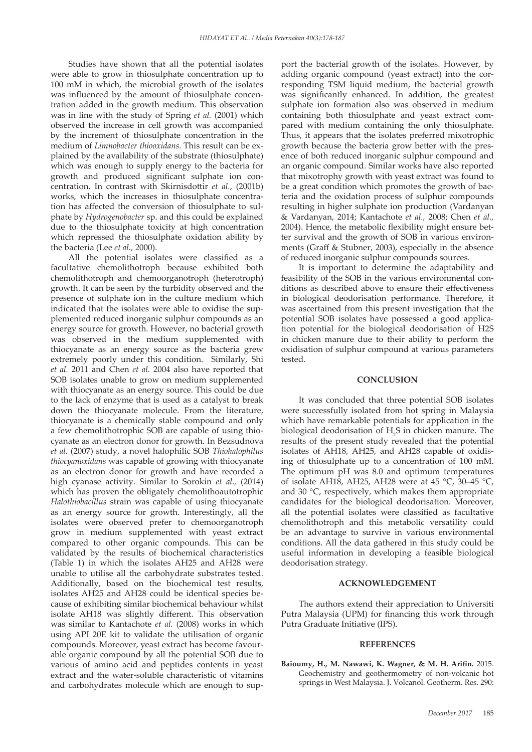Studies have shown that all the potential isolates were able to grow in thiosulphate concentration up to 100 mM in which, the microbial growth of the isolates was influenced by the amount of thiosulphate concentration added in the growth medium. This observation was in line with the study of Spring *et al.* (2001) which observed the increase in cell growth was accompanied by the increment of thiosulphate concentration in the medium of *Limnobacter thiooxidans*. This result can be explained by the availability of the substrate (thiosulphate) which was enough to supply energy to the bacteria for growth and produced significant sulphate ion concentration. In contrast with Skirnisdottir *et al.*, (2001b) works, which the increases in thiosulphate concentration has affected the conversion of thiosulphate to sulphate by *Hydrogenobacter* sp. and this could be explained due to the thiosulphate toxicity at high concentration which repressed the thiosulphate oxidation ability by the bacteria (Lee *et al.*, 2000).

All the potential isolates were classified as a facultative chemolithotroph because exhibited both chemolithotroph and chemoorganotroph (heterotroph) growth. It can be seen by the turbidity observed and the presence of sulphate ion in the culture medium which indicated that the isolates were able to oxidise the supplemented reduced inorganic sulphur compounds as an energy source for growth. However, no bacterial growth was observed in the medium supplemented with thiocyanate as an energy source as the bacteria grew extremely poorly under this condition. Similarly, Shi *et al.* 2011 and Chen *et al.* 2004 also have reported that SOB isolates unable to grow on medium supplemented with thiocyanate as an energy source. This could be due to the lack of enzyme that is used as a catalyst to break down the thiocyanate molecule. From the literature, thiocyanate is a chemically stable compound and only a few chemolithotrophic SOB are capable of using thiocyanate as an electron donor for growth. In Bezsudnova *et al.* (2007) study, a novel halophilic SOB *Thiohalophilus thiocyanoxidans* was capable of growing with thiocyanate as an electron donor for growth and have recorded a high cyanase activity. Similar to Sorokin *et al.,* (2014) which has proven the obligately chemolithoautotrophic *Halothiobacillus* strain was capable of using thiocyanate as an energy source for growth. Interestingly, all the isolates were observed prefer to chemoorganotroph grow in medium supplemented with yeast extract compared to other organic compounds. This can be validated by the results of biochemical characteristics (Table 1) in which the isolates AH25 and AH28 were unable to utilise all the carbohydrate substrates tested. Additionally, based on the biochemical test results, isolates AH25 and AH28 could be identical species because of exhibiting similar biochemical behaviour whilst isolate AH18 was slightly different. This observation was similar to Kantachote *et al.* (2008) works in which using API 20E kit to validate the utilisation of organic compounds. Moreover, yeast extract has become favourable organic compound by all the potential SOB due to various of amino acid and peptides contents in yeast extract and the water-soluble characteristic of vitamins and carbohydrates molecule which are enough to support the bacterial growth of the isolates. However, by adding organic compound (yeast extract) into the corresponding TSM liquid medium, the bacterial growth was significantly enhanced. In addition, the greatest sulphate ion formation also was observed in medium containing both thiosulphate and yeast extract compared with medium containing the only thiosulphate. Thus, it appears that the isolates preferred mixotrophic growth because the bacteria grow better with the presence of both reduced inorganic sulphur compound and an organic compound. Similar works have also reported that mixotrophy growth with yeast extract was found to be a great condition which promotes the growth of bacteria and the oxidation process of sulphur compounds resulting in higher sulphate ion production (Vardanyan & Vardanyan, 2014; Kantachote *et al.,* 2008; Chen *et al.,* 2004). Hence, the metabolic flexibility might ensure better survival and the growth of SOB in various environments (Graff & Stubner, 2003), especially in the absence of reduced inorganic sulphur compounds sources.

It is important to determine the adaptability and feasibility of the SOB in the various environmental conditions as described above to ensure their effectiveness in biological deodorisation performance. Therefore, it was ascertained from this present investigation that the potential SOB isolates have possessed a good application potential for the biological deodorisation of H2S in chicken manure due to their ability to perform the oxidisation of sulphur compound at various parameters tested.

## CONCLUSION

It was concluded that three potential SOB isolates were successfully isolated from hot spring in Malaysia which have remarkable potentials for application in the biological deodorisation of $H_2S$ in chicken manure. The results of the present study revealed that the potential isolates of AH18, AH25, and AH28 capable of oxidising of thiosulphate up to a concentration of 100 mM. The optimum pH was 8.0 and optimum temperatures of isolate AH18, AH25, AH28 were at 45 °C, 30–45 °C, and 30 °C, respectively, which makes them appropriate candidates for the biological deodorisation. Moreover, all the potential isolates were classified as facultative chemolithotroph and this metabolic versatility could be an advantage to survive in various environmental conditions. All the data gathered in this study could be useful information in developing a feasible biological deodorisation strategy.

## ACKNOWLEDGEMENT

The authors extend their appreciation to Universiti Putra Malaysia (UPM) for financing this work through Putra Graduate Initiative (IPS).

## REFERENCES

**Baioumy, H., M. Nawawi, K. Wagner, & M. H. Arifin.** 2015. Geochemistry and geothermometry of non-volcanic hot springs in West Malaysia. J. Volcanol. Geotherm. Res. 290: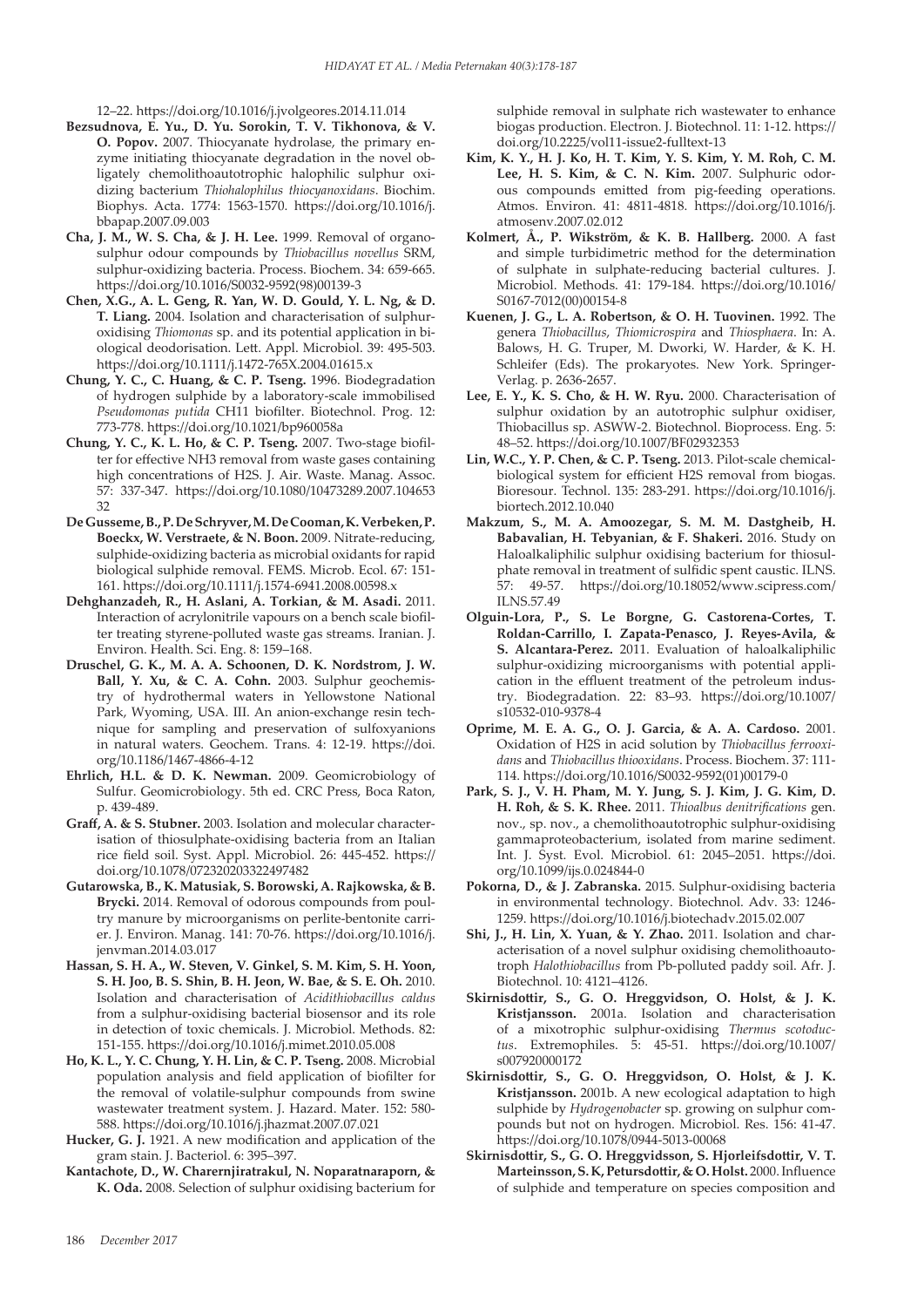12–22. https://doi.org/10.1016/j.jvolgeores.2014.11.014

**Bezsudnova, E. Yu., D. Yu. Sorokin, T. V. Tikhonova, & V. O. Popov.** 2007. Thiocyanate hydrolase, the primary enzyme initiating thiocyanate degradation in the novel obligately chemolithoautotrophic halophilic sulphur oxidizing bacterium *Thiohalophilus thiocyanoxidans*. Biochim. Biophys. Acta. 1774: 1563-1570. https://doi.org/10.1016/j.bbapap.2007.09.003

**Cha, J. M., W. S. Cha, & J. H. Lee.** 1999. Removal of organo-sulphur odour compounds by *Thiobacillus novellus* SRM, sulphur-oxidizing bacteria. Process. Biochem. 34: 659-665. https://doi.org/10.1016/S0032-9592(98)00139-3

**Chen, X.G., A. L. Geng, R. Yan, W. D. Gould, Y. L. Ng, & D. T. Liang.** 2004. Isolation and characterisation of sulphur-oxidising *Thiomonas* sp. and its potential application in biological deodorisation. Lett. Appl. Microbiol. 39: 495-503. https://doi.org/10.1111/j.1472-765X.2004.01615.x

**Chung, Y. C., C. Huang, & C. P. Tseng.** 1996. Biodegradation of hydrogen sulphide by a laboratory-scale immobilised *Pseudomonas putida* CH11 biofilter. Biotechnol. Prog. 12: 773-778. https://doi.org/10.1021/bp960058a

**Chung, Y. C., K. L. Ho, & C. P. Tseng.** 2007. Two-stage biofilter for effective NH3 removal from waste gases containing high concentrations of H2S. J. Air. Waste. Manag. Assoc. 57: 337-347. https://doi.org/10.1080/10473289.2007.10465332

**De Gusseme, B., P. De Schryver, M. De Cooman, K. Verbeken, P. Boeckx, W. Verstraete, & N. Boon.** 2009. Nitrate-reducing, sulphide-oxidizing bacteria as microbial oxidants for rapid biological sulphide removal. FEMS. Microb. Ecol. 67: 151-161. https://doi.org/10.1111/j.1574-6941.2008.00598.x

**Dehghanzadeh, R., H. Aslani, A. Torkian, & M. Asadi.** 2011. Interaction of acrylonitrile vapours on a bench scale biofilter treating styrene-polluted waste gas streams. Iranian. J. Environ. Health. Sci. Eng. 8: 159–168.

**Druschel, G. K., M. A. A. Schoonen, D. K. Nordstrom, J. W. Ball, Y. Xu, & C. A. Cohn.** 2003. Sulphur geochemistry of hydrothermal waters in Yellowstone National Park, Wyoming, USA. III. An anion-exchange resin technique for sampling and preservation of sulfoxyanions in natural waters. Geochem. Trans. 4: 12-19. https://doi.org/10.1186/1467-4866-4-12

**Ehrlich, H.L. & D. K. Newman.** 2009. Geomicrobiology of Sulfur. Geomicrobiology. 5th ed. CRC Press, Boca Raton, p. 439-489.

**Graff, A. & S. Stubner.** 2003. Isolation and molecular characterisation of thiosulphate-oxidising bacteria from an Italian rice field soil. Syst. Appl. Microbiol. 26: 445-452. https://doi.org/10.1078/072320203322497482

**Gutarowska, B., K. Matusiak, S. Borowski, A. Rajkowska, & B. Brycki.** 2014. Removal of odorous compounds from poultry manure by microorganisms on perlite-bentonite carrier. J. Environ. Manag. 141: 70-76. https://doi.org/10.1016/j.jenvman.2014.03.017

**Hassan, S. H. A., W. Steven, V. Ginkel, S. M. Kim, S. H. Yoon, S. H. Joo, B. S. Shin, B. H. Jeon, W. Bae, & S. E. Oh.** 2010. Isolation and characterisation of *Acidithiobacillus caldus* from a sulphur-oxidising bacterial biosensor and its role in detection of toxic chemicals. J. Microbiol. Methods. 82: 151-155. https://doi.org/10.1016/j.mimet.2010.05.008

**Ho, K. L., Y. C. Chung, Y. H. Lin, & C. P. Tseng.** 2008. Microbial population analysis and field application of biofilter for the removal of volatile-sulphur compounds from swine wastewater treatment system. J. Hazard. Mater. 152: 580-588. https://doi.org/10.1016/j.jhazmat.2007.07.021

**Hucker, G. J.** 1921. A new modification and application of the gram stain. J. Bacteriol. 6: 395–397.

**Kantachote, D., W. Charernjiratrakul, N. Noparatnaraporn, & K. Oda.** 2008. Selection of sulphur oxidising bacterium for sulphide removal in sulphate rich wastewater to enhance biogas production. Electron. J. Biotechnol. 11: 1-12. https://doi.org/10.2225/vol11-issue2-fulltext-13

**Kim, K. Y., H. J. Ko, H. T. Kim, Y. S. Kim, Y. M. Roh, C. M. Lee, H. S. Kim, & C. N. Kim.** 2007. Sulphuric odorous compounds emitted from pig-feeding operations. Atmos. Environ. 41: 4811-4818. https://doi.org/10.1016/j.atmosenv.2007.02.012

**Kolmert, Å., P. Wikström, & K. B. Hallberg.** 2000. A fast and simple turbidimetric method for the determination of sulphate in sulphate-reducing bacterial cultures. J. Microbiol. Methods. 41: 179-184. https://doi.org/10.1016/S0167-7012(00)00154-8

**Kuenen, J. G., L. A. Robertson, & O. H. Tuovinen.** 1992. The genera *Thiobacillus*, *Thiomicrospira* and *Thiosphaera*. In: A. Balows, H. G. Truper, M. Dworki, W. Harder, & K. H. Schleifer (Eds). The prokaryotes. New York. Springer-Verlag. p. 2636-2657.

**Lee, E. Y., K. S. Cho, & H. W. Ryu.** 2000. Characterisation of sulphur oxidation by an autotrophic sulphur oxidiser, Thiobacillus sp. ASWW-2. Biotechnol. Bioprocess. Eng. 5: 48–52. https://doi.org/10.1007/BF02932353

**Lin, W.C., Y. P. Chen, & C. P. Tseng.** 2013. Pilot-scale chemical-biological system for efficient H2S removal from biogas. Bioresour. Technol. 135: 283-291. https://doi.org/10.1016/j.biortech.2012.10.040

**Makzum, S., M. A. Amoozegar, S. M. M. Dastgheib, H. Babavalian, H. Tebyanian, & F. Shakeri.** 2016. Study on Haloalkaliphilic sulphur oxidising bacterium for thiosulphate removal in treatment of sulfidic spent caustic. ILNS. 57: 49-57. https://doi.org/10.18052/www.scipress.com/ILNS.57.49

**Olguin-Lora, P., S. Le Borgne, G. Castorena-Cortes, T. Roldan-Carrillo, I. Zapata-Penasco, J. Reyes-Avila, & S. Alcantara-Perez.** 2011. Evaluation of haloalkaliphilic sulphur-oxidizing microorganisms with potential application in the effluent treatment of the petroleum industry. Biodegradation. 22: 83–93. https://doi.org/10.1007/s10532-010-9378-4

**Oprime, M. E. A. G., O. J. Garcia, & A. A. Cardoso.** 2001. Oxidation of H2S in acid solution by *Thiobacillus ferrooxidans* and *Thiobacillus thiooxidans*. Process. Biochem. 37: 111-114. https://doi.org/10.1016/S0032-9592(01)00179-0

**Park, S. J., V. H. Pham, M. Y. Jung, S. J. Kim, J. G. Kim, D. H. Roh, & S. K. Rhee.** 2011. *Thioalbus denitrifications* gen. nov., sp. nov., a chemolithoautotrophic sulphur-oxidising gammaproteobacterium, isolated from marine sediment. Int. J. Syst. Evol. Microbiol. 61: 2045–2051. https://doi.org/10.1099/ijs.0.024844-0

**Pokorna, D., & J. Zabranska.** 2015. Sulphur-oxidising bacteria in environmental technology. Biotechnol. Adv. 33: 1246-1259. https://doi.org/10.1016/j.biotechadv.2015.02.007

**Shi, J., H. Lin, X. Yuan, & Y. Zhao.** 2011. Isolation and characterisation of a novel sulphur oxidising chemolithoautotroph *Halothiobacillus* from Pb-polluted paddy soil. Afr. J. Biotechnol. 10: 4121–4126.

**Skirnisdottir, S., G. O. Hreggvidson, O. Holst, & J. K. Kristjansson.** 2001a. Isolation and characterisation of a mixotrophic sulphur-oxidising *Thermus scotoductus*. Extremophiles. 5: 45-51. https://doi.org/10.1007/s007920000172

**Skirnisdottir, S., G. O. Hreggvidson, O. Holst, & J. K. Kristjansson.** 2001b. A new ecological adaptation to high sulphide by *Hydrogenobacter* sp. growing on sulphur compounds but not on hydrogen. Microbiol. Res. 156: 41-47. https://doi.org/10.1078/0944-5013-00068

**Skirnisdottir, S., G. O. Hreggvidsson, S. Hjorleifsdottir, V. T. Marteinsson, S. K, Petursdottir, & O. Holst.** 2000. Influence of sulphide and temperature on species composition and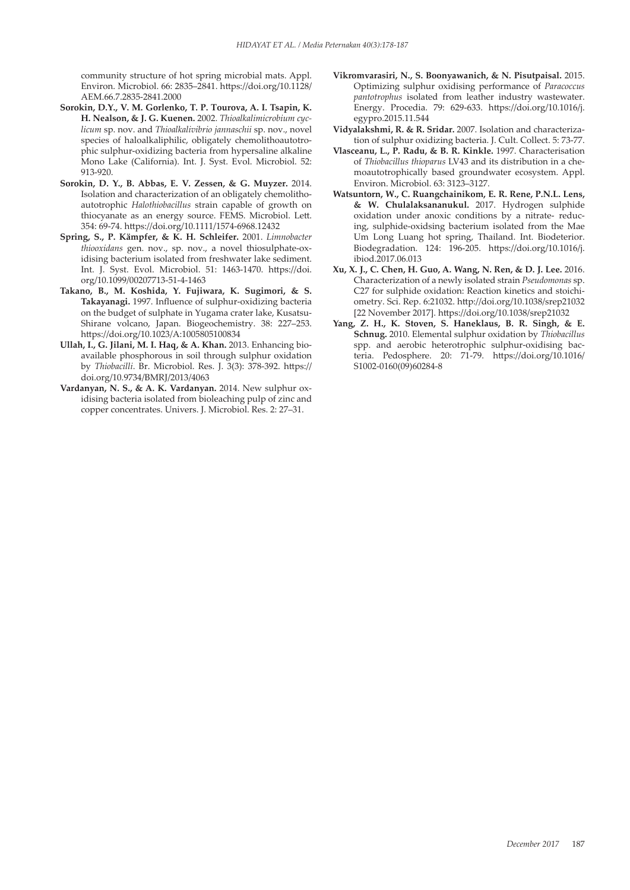community structure of hot spring microbial mats. Appl. Environ. Microbiol. 66: 2835–2841. https://doi.org/10.1128/AEM.66.7.2835-2841.2000

**Sorokin, D.Y., V. M. Gorlenko, T. P. Tourova, A. I. Tsapin, K. H. Nealson, & J. G. Kuenen.** 2002. *Thioalkalimicrobium cyclicum* sp. nov. and *Thioalkalivibrio jannaschii* sp. nov., novel species of haloalkaliphilic, obligately chemolithoautotrophic sulphur-oxidizing bacteria from hypersaline alkaline Mono Lake (California). Int. J. Syst. Evol. Microbiol. 52: 913-920.

**Sorokin, D. Y., B. Abbas, E. V. Zessen, & G. Muyzer.** 2014. Isolation and characterization of an obligately chemolithoautotrophic *Halothiobacillus* strain capable of growth on thiocyanate as an energy source. FEMS. Microbiol. Lett. 354: 69-74. https://doi.org/10.1111/1574-6968.12432

**Spring, S., P. Kämpfer, & K. H. Schleifer.** 2001. *Limnobacter thiooxidans* gen. nov., sp. nov., a novel thiosulphate-oxidising bacterium isolated from freshwater lake sediment. Int. J. Syst. Evol. Microbiol. 51: 1463-1470. https://doi.org/10.1099/00207713-51-4-1463

**Takano, B., M. Koshida, Y. Fujiwara, K. Sugimori, & S. Takayanagi.** 1997. Influence of sulphur-oxidizing bacteria on the budget of sulphate in Yugama crater lake, Kusatsu-Shirane volcano, Japan. Biogeochemistry. 38: 227–253. https://doi.org/10.1023/A:1005805100834

**Ullah, I., G. Jilani, M. I. Haq, & A. Khan.** 2013. Enhancing bioavailable phosphorous in soil through sulphur oxidation by *Thiobacilli*. Br. Microbiol. Res. J. 3(3): 378-392. https://doi.org/10.9734/BMRJ/2013/4063

**Vardanyan, N. S., & A. K. Vardanyan.** 2014. New sulphur oxidising bacteria isolated from bioleaching pulp of zinc and copper concentrates. Univers. J. Microbiol. Res. 2: 27–31.

**Vikromvarasiri, N., S. Boonyawanich, & N. Pisutpaisal.** 2015. Optimizing sulphur oxidising performance of *Paracoccus pantotrophus* isolated from leather industry wastewater. Energy. Procedia. 79: 629-633. https://doi.org/10.1016/j.egypro.2015.11.544

**Vidyalakshmi, R. & R. Sridar.** 2007. Isolation and characterization of sulphur oxidizing bacteria. J. Cult. Collect. 5: 73-77.

**Vlasceanu, L., P. Radu, & B. R. Kinkle.** 1997. Characterisation of *Thiobacillus thioparus* LV43 and its distribution in a chemoautotrophically based groundwater ecosystem. Appl. Environ. Microbiol. 63: 3123–3127.

**Watsuntorn, W., C. Ruangchainikom, E. R. Rene, P.N.L. Lens, & W. Chulalaksananukul.** 2017. Hydrogen sulphide oxidation under anoxic conditions by a nitrate- reducing, sulphide-oxidsing bacterium isolated from the Mae Um Long Luang hot spring, Thailand. Int. Biodeterior. Biodegradation. 124: 196-205. https://doi.org/10.1016/j.ibiod.2017.06.013

**Xu, X. J., C. Chen, H. Guo, A. Wang, N. Ren, & D. J. Lee.** 2016. Characterization of a newly isolated strain *Pseudomonas* sp. C27 for sulphide oxidation: Reaction kinetics and stoichiometry. Sci. Rep. 6:21032. http://doi.org/10.1038/srep21032 [22 November 2017]. https://doi.org/10.1038/srep21032

**Yang, Z. H., K. Stoven, S. Haneklaus, B. R. Singh, & E. Schnug.** 2010. Elemental sulphur oxidation by *Thiobacillus* spp. and aerobic heterotrophic sulphur-oxidising bacteria. Pedosphere. 20: 71-79. https://doi.org/10.1016/S1002-0160(09)60284-8